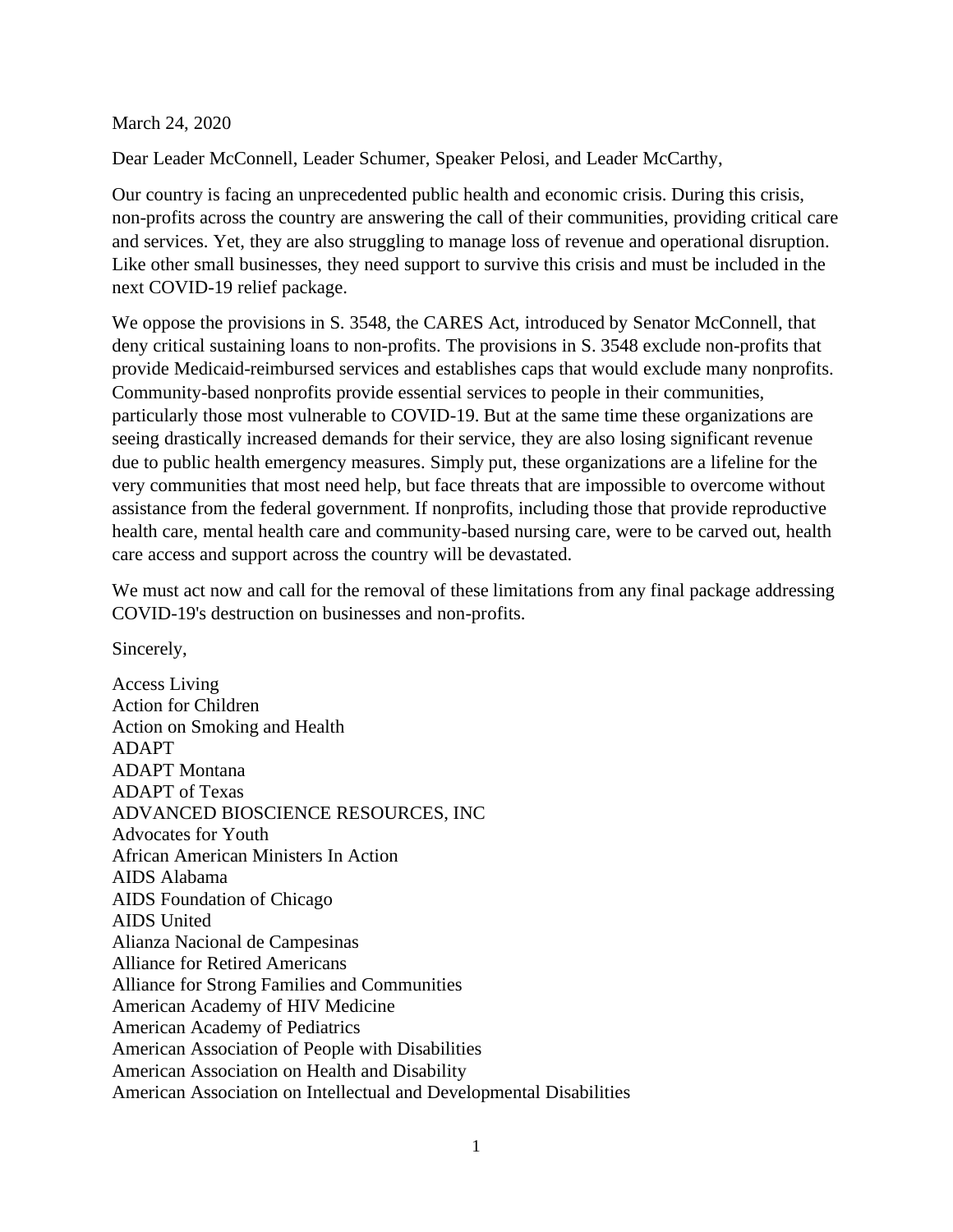March 24, 2020

Dear Leader McConnell, Leader Schumer, Speaker Pelosi, and Leader McCarthy,

Our country is facing an unprecedented public health and economic crisis. During this crisis, non-profits across the country are answering the call of their communities, providing critical care and services. Yet, they are also struggling to manage loss of revenue and operational disruption. Like other small businesses, they need support to survive this crisis and must be included in the next COVID-19 relief package.

We oppose the provisions in S. 3548, the CARES Act, introduced by Senator McConnell, that deny critical sustaining loans to non-profits. The provisions in S. 3548 exclude non-profits that provide Medicaid-reimbursed services and establishes caps that would exclude many nonprofits. Community-based nonprofits provide essential services to people in their communities, particularly those most vulnerable to COVID-19. But at the same time these organizations are seeing drastically increased demands for their service, they are also losing significant revenue due to public health emergency measures. Simply put, these organizations are a lifeline for the very communities that most need help, but face threats that are impossible to overcome without assistance from the federal government. If nonprofits, including those that provide reproductive health care, mental health care and community-based nursing care, were to be carved out, health care access and support across the country will be devastated.

We must act now and call for the removal of these limitations from any final package addressing COVID-19's destruction on businesses and non-profits.

Sincerely,

Access Living
Action for Children
Action on Smoking and Health
ADAPT
ADAPT Montana
ADAPT of Texas
ADVANCED BIOSCIENCE RESOURCES, INC
Advocates for Youth
African American Ministers In Action
AIDS Alabama
AIDS Foundation of Chicago
AIDS United
Alianza Nacional de Campesinas
Alliance for Retired Americans
Alliance for Strong Families and Communities
American Academy of HIV Medicine
American Academy of Pediatrics
American Association of People with Disabilities
American Association on Health and Disability
American Association on Intellectual and Developmental Disabilities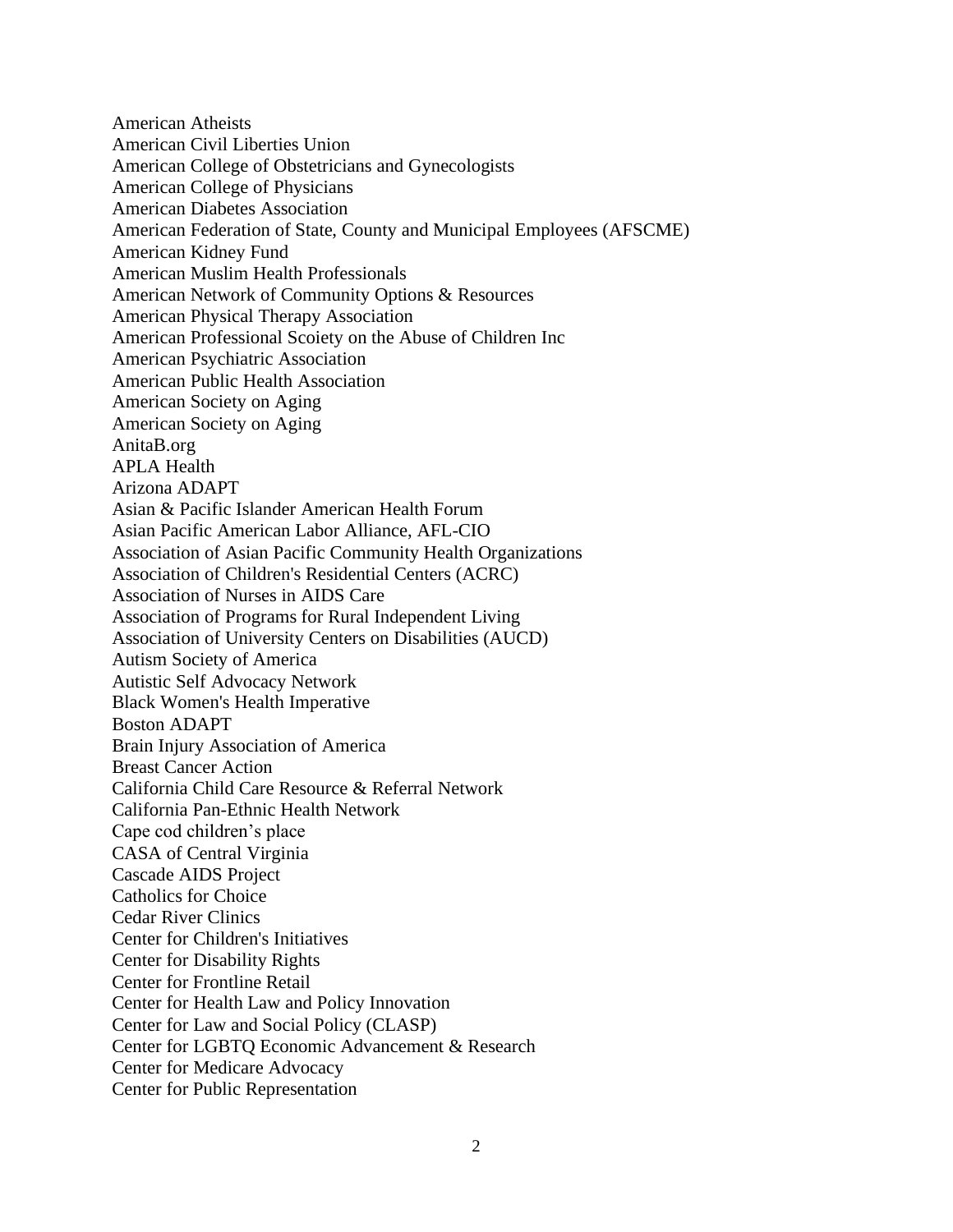American Atheists
American Civil Liberties Union
American College of Obstetricians and Gynecologists
American College of Physicians
American Diabetes Association
American Federation of State, County and Municipal Employees (AFSCME)
American Kidney Fund
American Muslim Health Professionals
American Network of Community Options & Resources
American Physical Therapy Association
American Professional Scoiety on the Abuse of Children Inc
American Psychiatric Association
American Public Health Association
American Society on Aging
American Society on Aging
AnitaB.org
APLA Health
Arizona ADAPT
Asian & Pacific Islander American Health Forum
Asian Pacific American Labor Alliance, AFL-CIO
Association of Asian Pacific Community Health Organizations
Association of Children's Residential Centers (ACRC)
Association of Nurses in AIDS Care
Association of Programs for Rural Independent Living
Association of University Centers on Disabilities (AUCD)
Autism Society of America
Autistic Self Advocacy Network
Black Women's Health Imperative
Boston ADAPT
Brain Injury Association of America
Breast Cancer Action
California Child Care Resource & Referral Network
California Pan-Ethnic Health Network
Cape cod children's place
CASA of Central Virginia
Cascade AIDS Project
Catholics for Choice
Cedar River Clinics
Center for Children's Initiatives
Center for Disability Rights
Center for Frontline Retail
Center for Health Law and Policy Innovation
Center for Law and Social Policy (CLASP)
Center for LGBTQ Economic Advancement & Research
Center for Medicare Advocacy
Center for Public Representation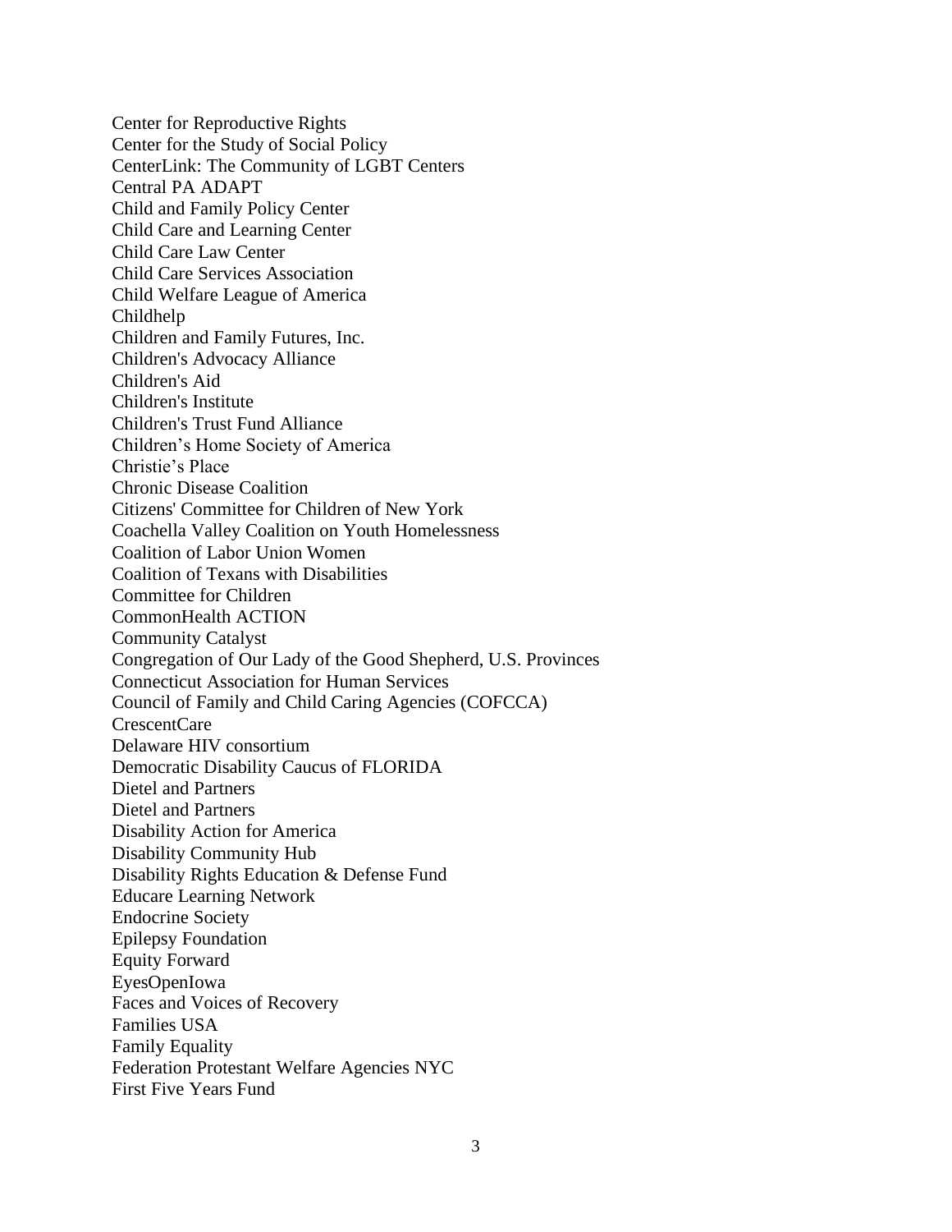Center for Reproductive Rights
Center for the Study of Social Policy
CenterLink: The Community of LGBT Centers
Central PA ADAPT
Child and Family Policy Center
Child Care and Learning Center
Child Care Law Center
Child Care Services Association
Child Welfare League of America
Childhelp
Children and Family Futures, Inc.
Children's Advocacy Alliance
Children's Aid
Children's Institute
Children's Trust Fund Alliance
Children’s Home Society of America
Christie’s Place
Chronic Disease Coalition
Citizens' Committee for Children of New York
Coachella Valley Coalition on Youth Homelessness
Coalition of Labor Union Women
Coalition of Texans with Disabilities
Committee for Children
CommonHealth ACTION
Community Catalyst
Congregation of Our Lady of the Good Shepherd, U.S. Provinces
Connecticut Association for Human Services
Council of Family and Child Caring Agencies (COFCCA)
CrescentCare
Delaware HIV consortium
Democratic Disability Caucus of FLORIDA
Dietel and Partners
Dietel and Partners
Disability Action for America
Disability Community Hub
Disability Rights Education & Defense Fund
Educare Learning Network
Endocrine Society
Epilepsy Foundation
Equity Forward
EyesOpenIowa
Faces and Voices of Recovery
Families USA
Family Equality
Federation Protestant Welfare Agencies NYC
First Five Years Fund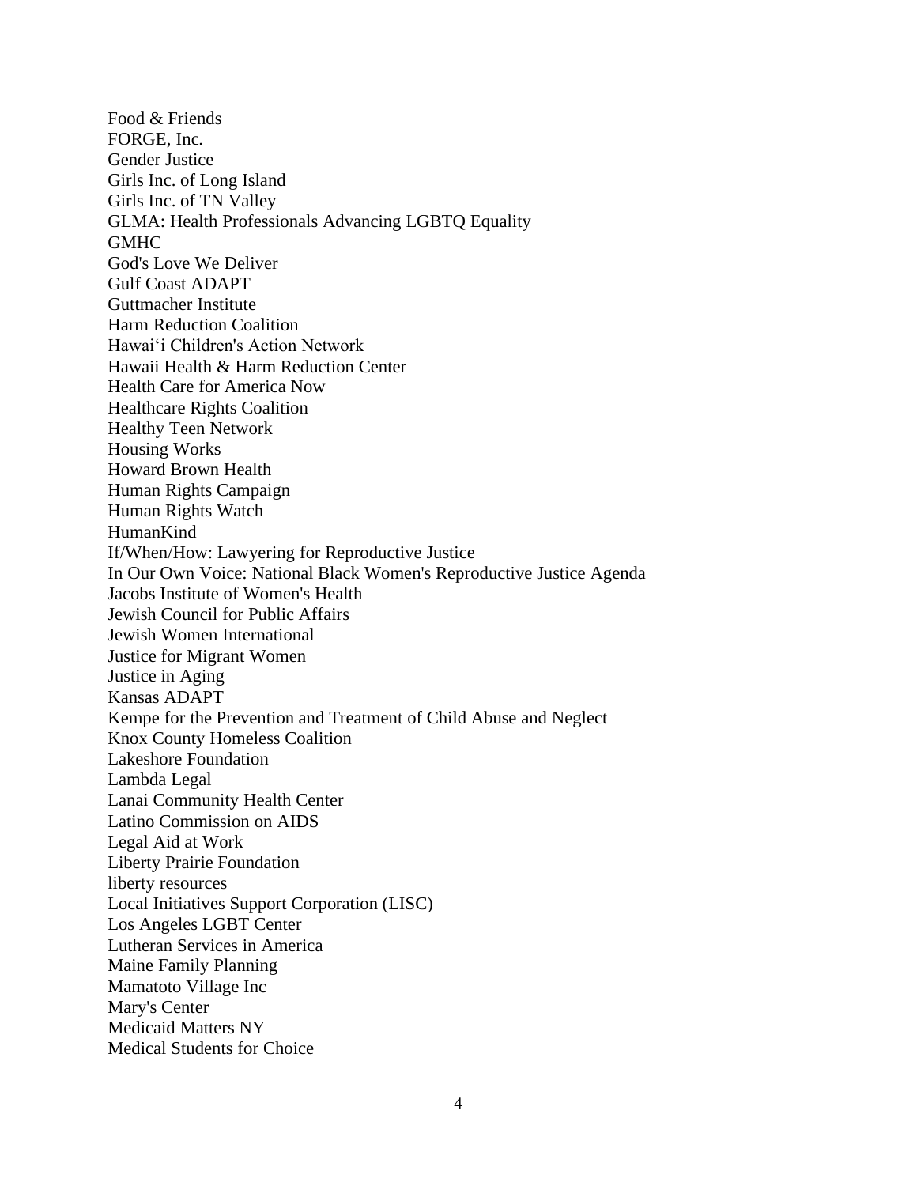Food & Friends
FORGE, Inc.
Gender Justice
Girls Inc. of Long Island
Girls Inc. of TN Valley
GLMA: Health Professionals Advancing LGBTQ Equality
GMHC
God's Love We Deliver
Gulf Coast ADAPT
Guttmacher Institute
Harm Reduction Coalition
Hawaiʻi Children's Action Network
Hawaii Health & Harm Reduction Center
Health Care for America Now
Healthcare Rights Coalition
Healthy Teen Network
Housing Works
Howard Brown Health
Human Rights Campaign
Human Rights Watch
HumanKind
If/When/How: Lawyering for Reproductive Justice
In Our Own Voice: National Black Women's Reproductive Justice Agenda
Jacobs Institute of Women's Health
Jewish Council for Public Affairs
Jewish Women International
Justice for Migrant Women
Justice in Aging
Kansas ADAPT
Kempe for the Prevention and Treatment of Child Abuse and Neglect
Knox County Homeless Coalition
Lakeshore Foundation
Lambda Legal
Lanai Community Health Center
Latino Commission on AIDS
Legal Aid at Work
Liberty Prairie Foundation
liberty resources
Local Initiatives Support Corporation (LISC)
Los Angeles LGBT Center
Lutheran Services in America
Maine Family Planning
Mamatoto Village Inc
Mary's Center
Medicaid Matters NY
Medical Students for Choice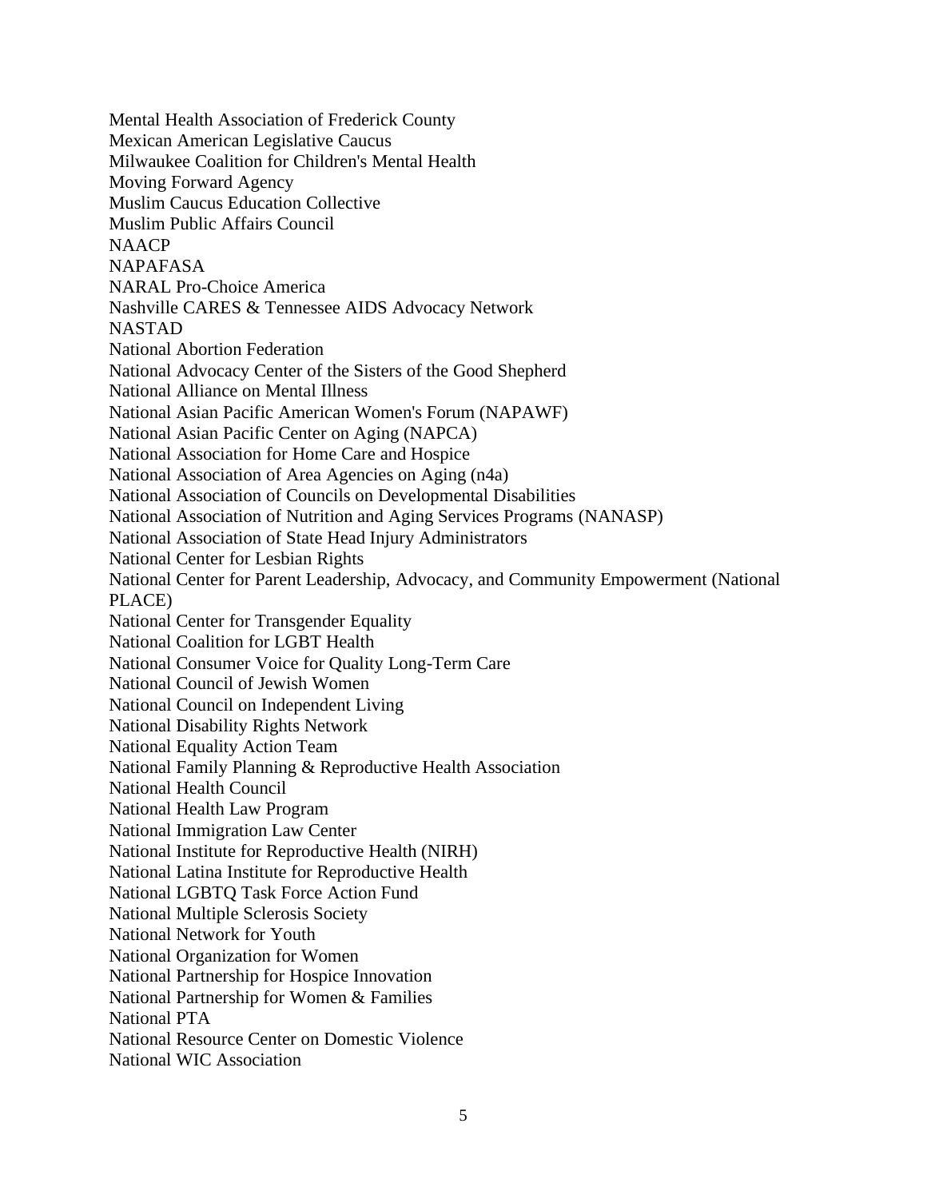Mental Health Association of Frederick County
Mexican American Legislative Caucus
Milwaukee Coalition for Children's Mental Health
Moving Forward Agency
Muslim Caucus Education Collective
Muslim Public Affairs Council
NAACP
NAPAFASA
NARAL Pro-Choice America
Nashville CARES & Tennessee AIDS Advocacy Network
NASTAD
National Abortion Federation
National Advocacy Center of the Sisters of the Good Shepherd
National Alliance on Mental Illness
National Asian Pacific American Women's Forum (NAPAWF)
National Asian Pacific Center on Aging (NAPCA)
National Association for Home Care and Hospice
National Association of Area Agencies on Aging (n4a)
National Association of Councils on Developmental Disabilities
National Association of Nutrition and Aging Services Programs (NANASP)
National Association of State Head Injury Administrators
National Center for Lesbian Rights
National Center for Parent Leadership, Advocacy, and Community Empowerment (National PLACE)
National Center for Transgender Equality
National Coalition for LGBT Health
National Consumer Voice for Quality Long-Term Care
National Council of Jewish Women
National Council on Independent Living
National Disability Rights Network
National Equality Action Team
National Family Planning & Reproductive Health Association
National Health Council
National Health Law Program
National Immigration Law Center
National Institute for Reproductive Health (NIRH)
National Latina Institute for Reproductive Health
National LGBTQ Task Force Action Fund
National Multiple Sclerosis Society
National Network for Youth
National Organization for Women
National Partnership for Hospice Innovation
National Partnership for Women & Families
National PTA
National Resource Center on Domestic Violence
National WIC Association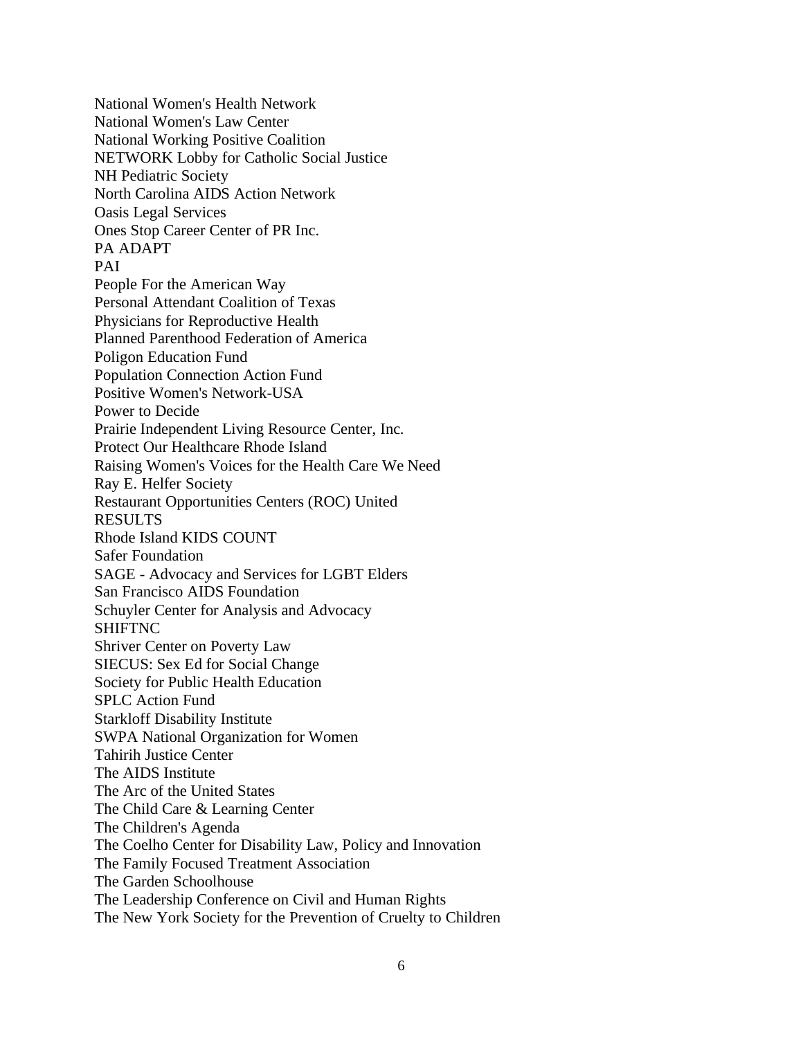National Women's Health Network
National Women's Law Center
National Working Positive Coalition
NETWORK Lobby for Catholic Social Justice
NH Pediatric Society
North Carolina AIDS Action Network
Oasis Legal Services
Ones Stop Career Center of PR Inc.
PA ADAPT
PAI
People For the American Way
Personal Attendant Coalition of Texas
Physicians for Reproductive Health
Planned Parenthood Federation of America
Poligon Education Fund
Population Connection Action Fund
Positive Women's Network-USA
Power to Decide
Prairie Independent Living Resource Center, Inc.
Protect Our Healthcare Rhode Island
Raising Women's Voices for the Health Care We Need
Ray E. Helfer Society
Restaurant Opportunities Centers (ROC) United
RESULTS
Rhode Island KIDS COUNT
Safer Foundation
SAGE - Advocacy and Services for LGBT Elders
San Francisco AIDS Foundation
Schuyler Center for Analysis and Advocacy
SHIFTNC
Shriver Center on Poverty Law
SIECUS: Sex Ed for Social Change
Society for Public Health Education
SPLC Action Fund
Starkloff Disability Institute
SWPA National Organization for Women
Tahirih Justice Center
The AIDS Institute
The Arc of the United States
The Child Care & Learning Center
The Children's Agenda
The Coelho Center for Disability Law, Policy and Innovation
The Family Focused Treatment Association
The Garden Schoolhouse
The Leadership Conference on Civil and Human Rights
The New York Society for the Prevention of Cruelty to Children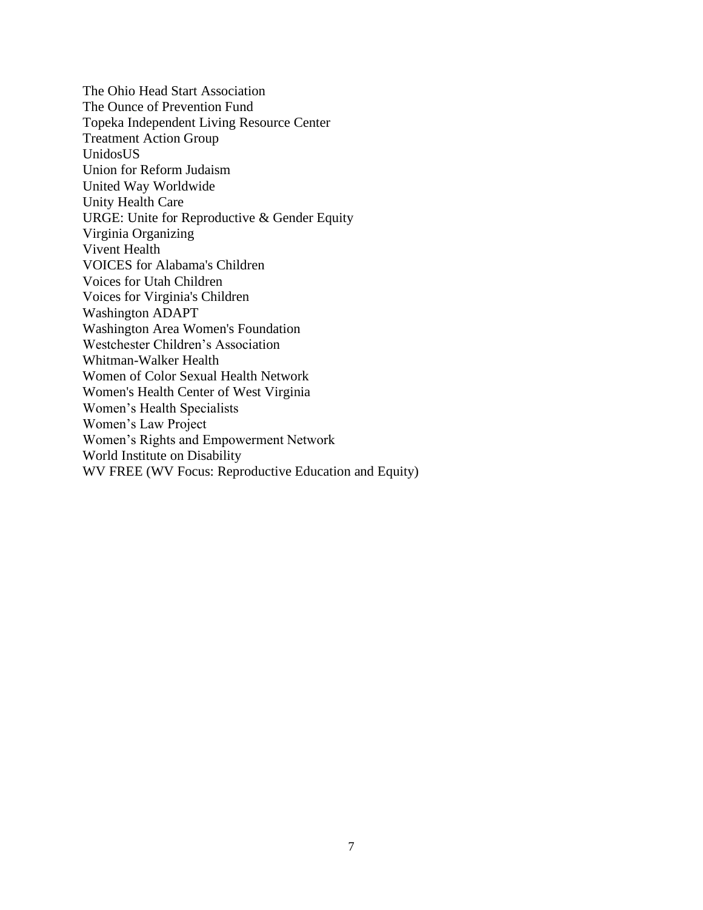The Ohio Head Start Association
The Ounce of Prevention Fund
Topeka Independent Living Resource Center
Treatment Action Group
UnidosUS
Union for Reform Judaism
United Way Worldwide
Unity Health Care
URGE: Unite for Reproductive & Gender Equity
Virginia Organizing
Vivent Health
VOICES for Alabama's Children
Voices for Utah Children
Voices for Virginia's Children
Washington ADAPT
Washington Area Women's Foundation
Westchester Children's Association
Whitman-Walker Health
Women of Color Sexual Health Network
Women's Health Center of West Virginia
Women's Health Specialists
Women's Law Project
Women's Rights and Empowerment Network
World Institute on Disability
WV FREE (WV Focus: Reproductive Education and Equity)